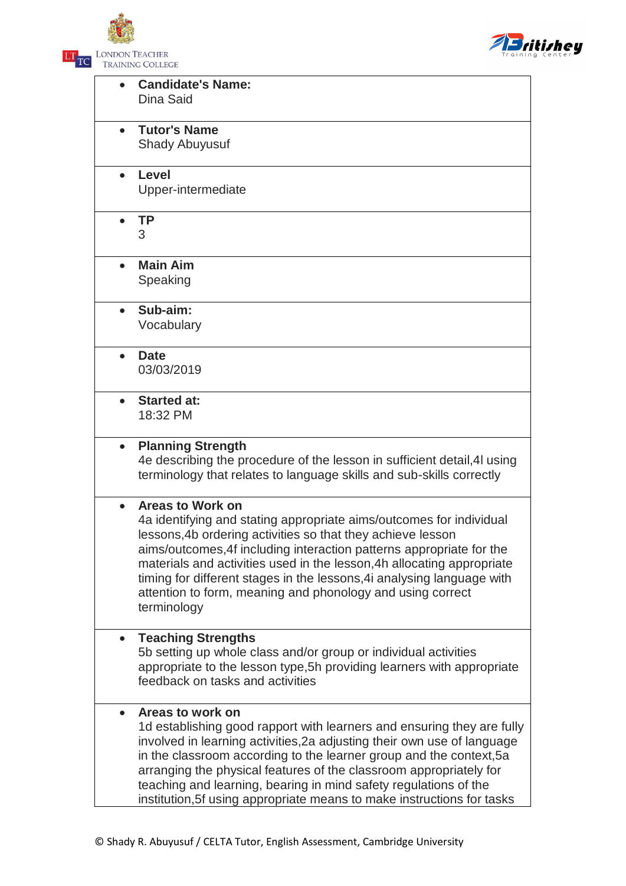- **Candidate's Name:**
  Dina Said

- **Tutor's Name**
  Shady Abuyusuf

- **Level**
  Upper-intermediate

- **TP**
  3

- **Main Aim**
  Speaking

- **Sub-aim:**
  Vocabulary

- **Date**
  03/03/2019

- **Started at:**
  18:32 PM

- **Planning Strength**
  4e describing the procedure of the lesson in sufficient detail,4l using terminology that relates to language skills and sub-skills correctly

- **Areas to Work on**
  4a identifying and stating appropriate aims/outcomes for individual lessons,4b ordering activities so that they achieve lesson aims/outcomes,4f including interaction patterns appropriate for the materials and activities used in the lesson,4h allocating appropriate timing for different stages in the lessons,4i analysing language with attention to form, meaning and phonology and using correct terminology

- **Teaching Strengths**
  5b setting up whole class and/or group or individual activities appropriate to the lesson type,5h providing learners with appropriate feedback on tasks and activities

- **Areas to work on**
  1d establishing good rapport with learners and ensuring they are fully involved in learning activities,2a adjusting their own use of language in the classroom according to the learner group and the context,5a arranging the physical features of the classroom appropriately for teaching and learning, bearing in mind safety regulations of the institution,5f using appropriate means to make instructions for tasks

© Shady R. Abuyusuf / CELTA Tutor, English Assessment, Cambridge University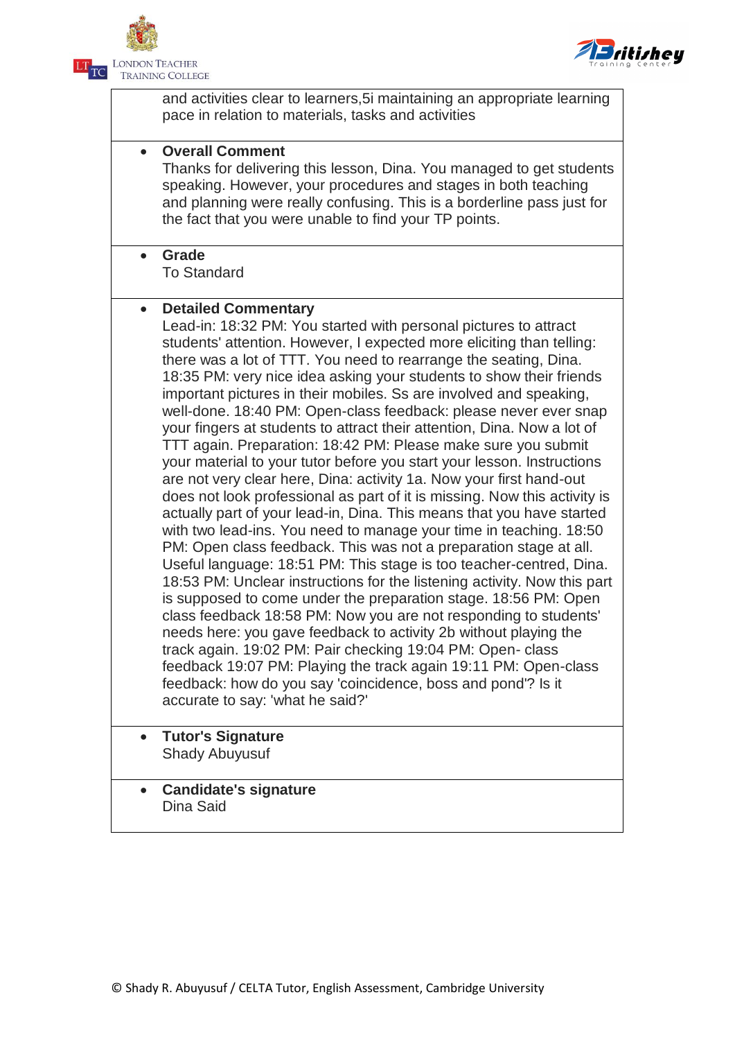and activities clear to learners,5i maintaining an appropriate learning pace in relation to materials, tasks and activities

- **Overall Comment**
  Thanks for delivering this lesson, Dina. You managed to get students speaking. However, your procedures and stages in both teaching and planning were really confusing. This is a borderline pass just for the fact that you were unable to find your TP points.

- **Grade**
  To Standard

- **Detailed Commentary**
  Lead-in: 18:32 PM: You started with personal pictures to attract students' attention. However, I expected more eliciting than telling: there was a lot of TTT. You need to rearrange the seating, Dina. 18:35 PM: very nice idea asking your students to show their friends important pictures in their mobiles. Ss are involved and speaking, well-done. 18:40 PM: Open-class feedback: please never ever snap your fingers at students to attract their attention, Dina. Now a lot of TTT again. Preparation: 18:42 PM: Please make sure you submit your material to your tutor before you start your lesson. Instructions are not very clear here, Dina: activity 1a. Now your first hand-out does not look professional as part of it is missing. Now this activity is actually part of your lead-in, Dina. This means that you have started with two lead-ins. You need to manage your time in teaching. 18:50 PM: Open class feedback. This was not a preparation stage at all. Useful language: 18:51 PM: This stage is too teacher-centred, Dina. 18:53 PM: Unclear instructions for the listening activity. Now this part is supposed to come under the preparation stage. 18:56 PM: Open class feedback 18:58 PM: Now you are not responding to students' needs here: you gave feedback to activity 2b without playing the track again. 19:02 PM: Pair checking 19:04 PM: Open- class feedback 19:07 PM: Playing the track again 19:11 PM: Open-class feedback: how do you say 'coincidence, boss and pond'? Is it accurate to say: 'what he said?'

- **Tutor's Signature**
  Shady Abuyusuf

- **Candidate's signature**
  Dina Said

© Shady R. Abuyusuf / CELTA Tutor, English Assessment, Cambridge University